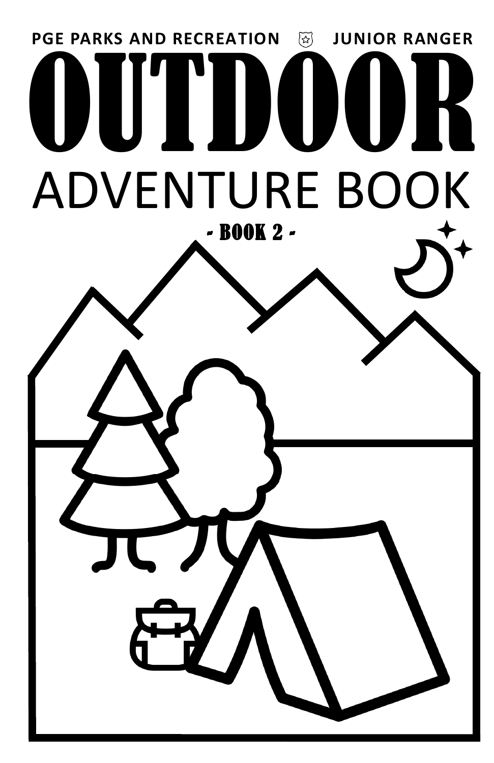PGE PARKS AND RECREATION JUNIOR RANGER

# OUTDOOR

# ADVENTURE BOOK

- BOOK 2 -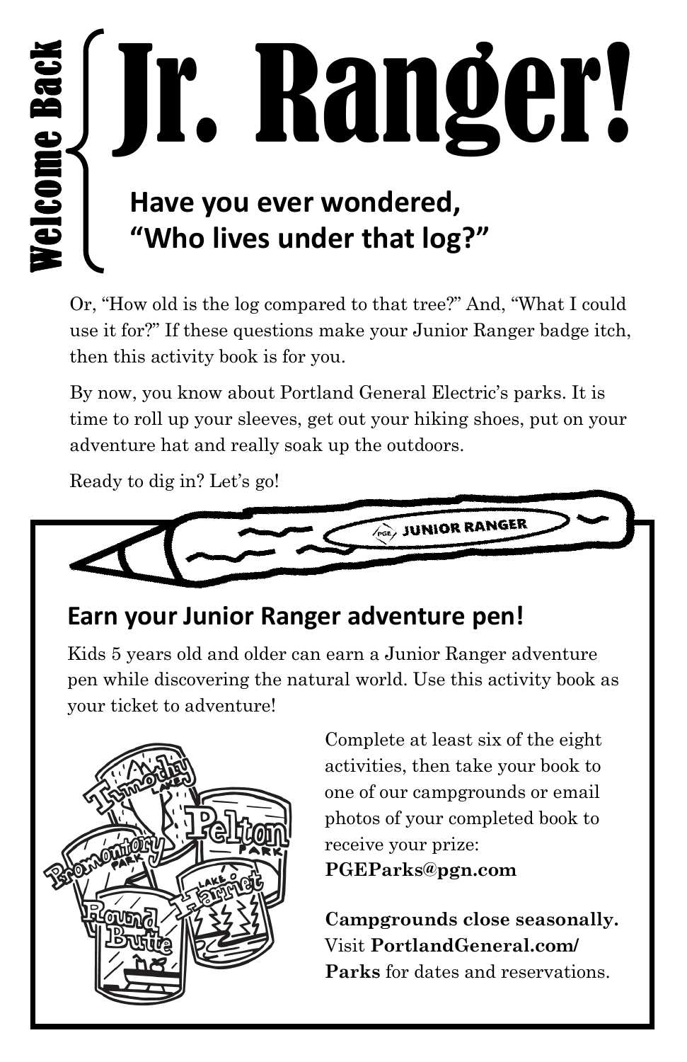Welcome Back

# Jr. Ranger!

## Have you ever wondered, "Who lives under that log?"

Or, "How old is the log compared to that tree?" And, "What I could use it for?" If these questions make your Junior Ranger badge itch, then this activity book is for you.

By now, you know about Portland General Electric's parks. It is time to roll up your sleeves, get out your hiking shoes, put on your adventure hat and really soak up the outdoors.

Ready to dig in? Let's go!

## Earn your Junior Ranger adventure pen!

Kids 5 years old and older can earn a Junior Ranger adventure pen while discovering the natural world. Use this activity book as your ticket to adventure!

Complete at least six of the eight activities, then take your book to one of our campgrounds or email photos of your completed book to receive your prize: **PGEParks@pgn.com**

**Campgrounds close seasonally.** Visit **PortlandGeneral.com/Parks** for dates and reservations.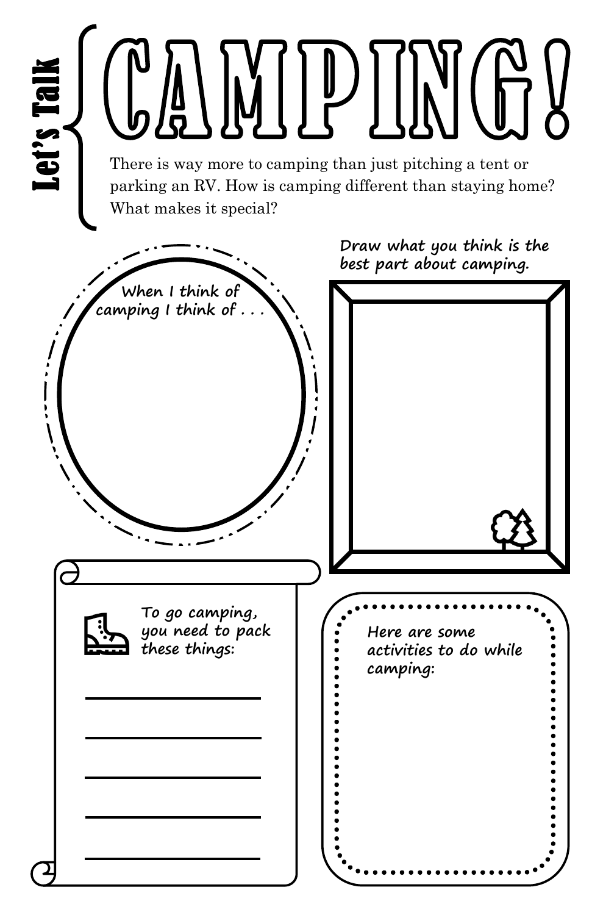# Let's Talk CAMPING!

There is way more to camping than just pitching a tent or parking an RV. How is camping different than staying home? What makes it special?

When I think of camping I think of . . .

Draw what you think is the best part about camping.

To go camping, you need to pack these things:

_______________

_______________

_______________

_______________

_______________

Here are some activities to do while camping: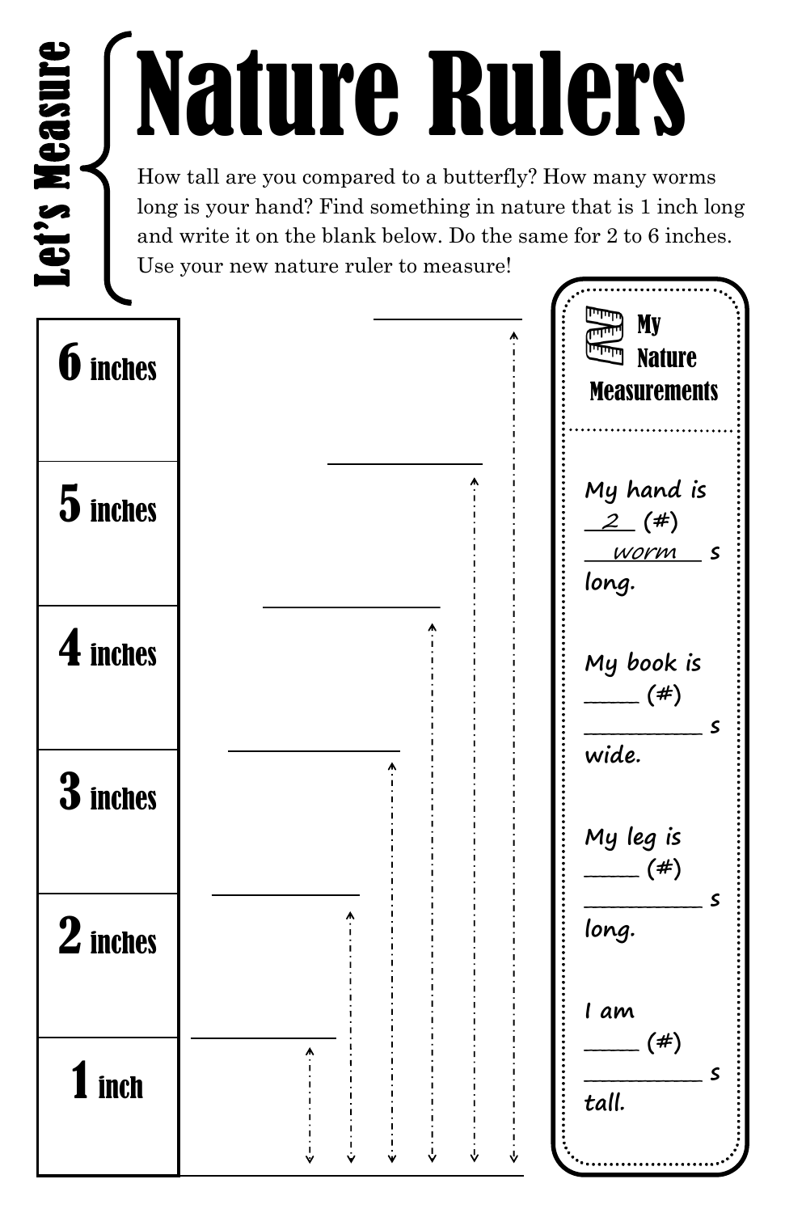Let's Measure

# Nature Rulers

How tall are you compared to a butterfly? How many worms long is your hand? Find something in nature that is 1 inch long and write it on the blank below. Do the same for 2 to 6 inches. Use your new nature ruler to measure!

| |
|---|
| **6 inches** ____________ |
| **5 inches** ____________ |
| **4 inches** ____________ |
| **3 inches** ____________ |
| **2 inches** ____________ |
| **1 inch** ____________ |

## My Nature Measurements

My hand is 2 (#) worm s long.

My book is _____ (#) __________ s wide.

My leg is _____ (#) __________ s long.

I am _____ (#) __________ s tall.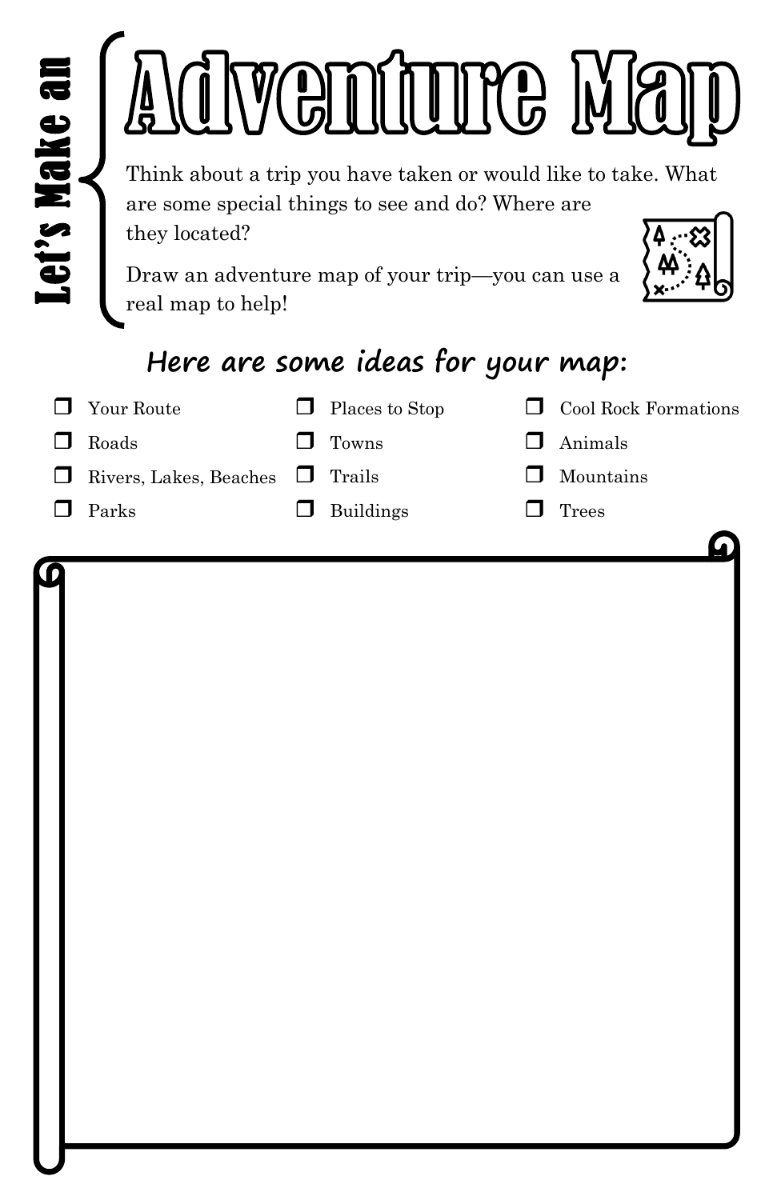# Let's Make an Adventure Map

Think about a trip you have taken or would like to take. What are some special things to see and do? Where are they located?

Draw an adventure map of your trip—you can use a real map to help!

## Here are some ideas for your map:

- ❒ Your Route
- ❒ Roads
- ❒ Rivers, Lakes, Beaches
- ❒ Parks
- ❒ Places to Stop
- ❒ Towns
- ❒ Trails
- ❒ Buildings
- ❒ Cool Rock Formations
- ❒ Animals
- ❒ Mountains
- ❒ Trees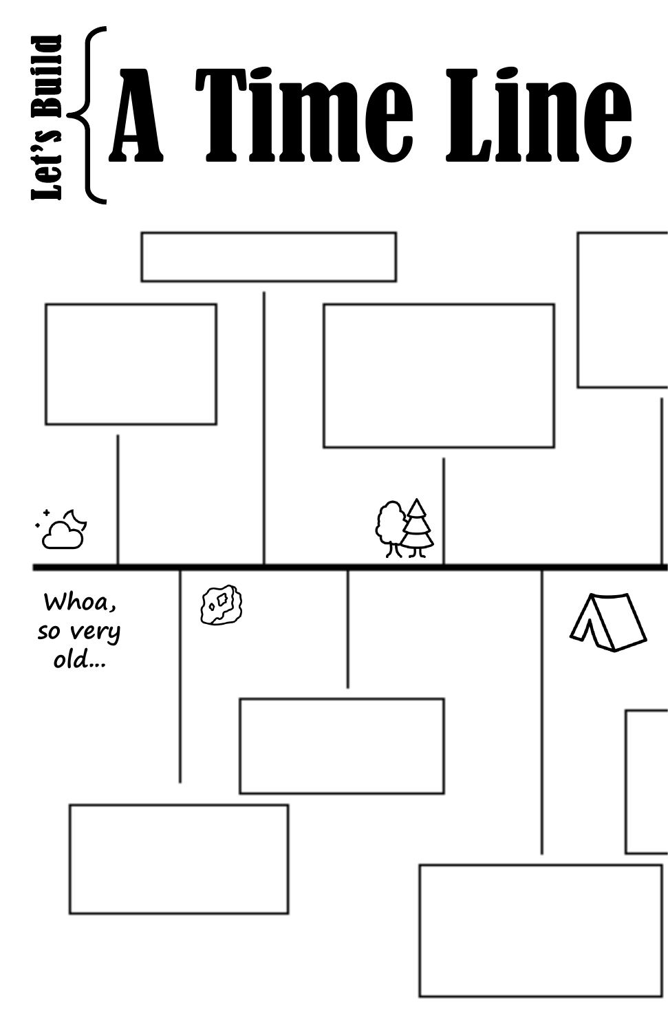Let's Build

# A Time Line

Whoa, so very old...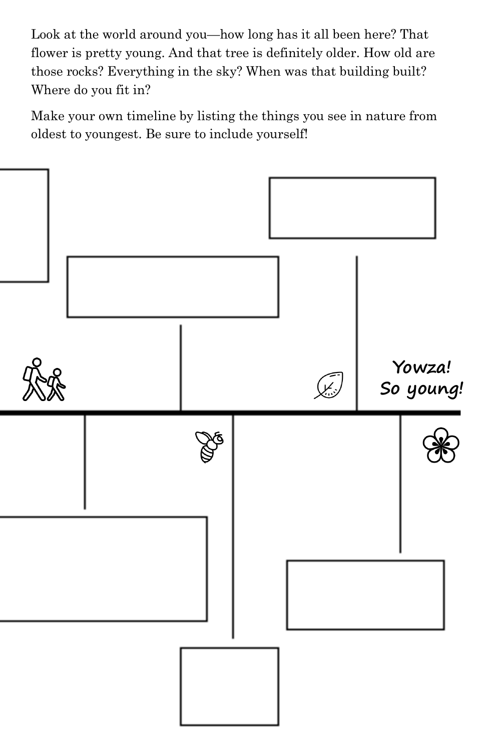Look at the world around you—how long has it all been here? That flower is pretty young. And that tree is definitely older. How old are those rocks? Everything in the sky? When was that building built? Where do you fit in?

Make your own timeline by listing the things you see in nature from oldest to youngest. Be sure to include yourself!

Yowza! So young!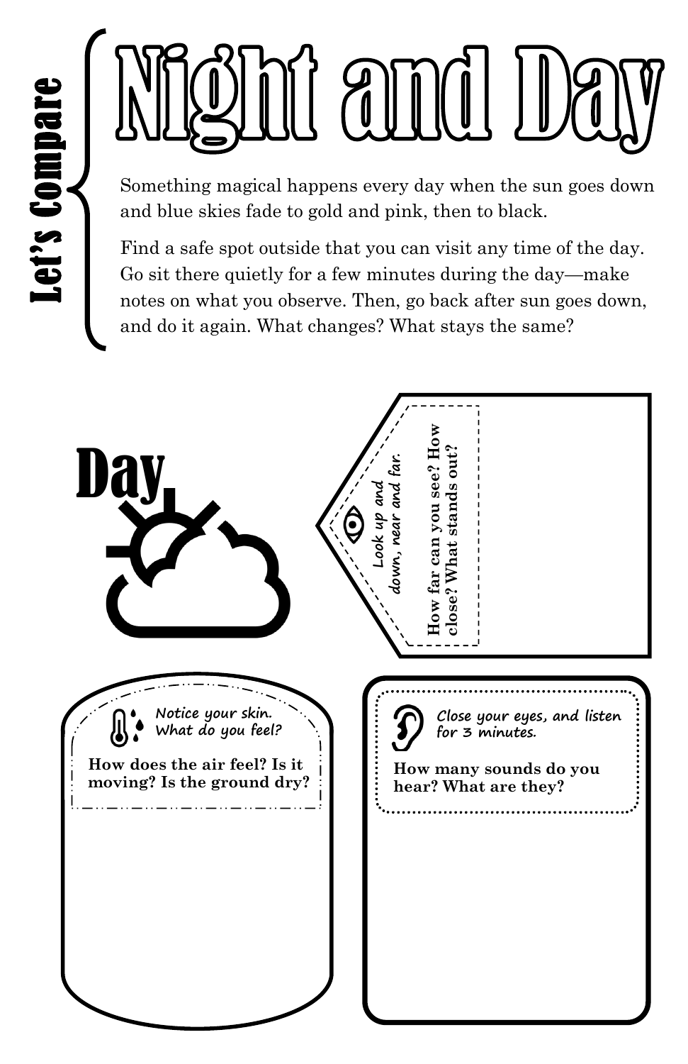Let's Compare

# Night and Day

Something magical happens every day when the sun goes down and blue skies fade to gold and pink, then to black.

Find a safe spot outside that you can visit any time of the day. Go sit there quietly for a few minutes during the day—make notes on what you observe. Then, go back after sun goes down, and do it again. What changes? What stays the same?

## Day

*Look up and down, near and far.*

**How far can you see? How close? What stands out?**

*Notice your skin. What do you feel?*

**How does the air feel? Is it moving? Is the ground dry?**

*Close your eyes, and listen for 3 minutes.*

**How many sounds do you hear? What are they?**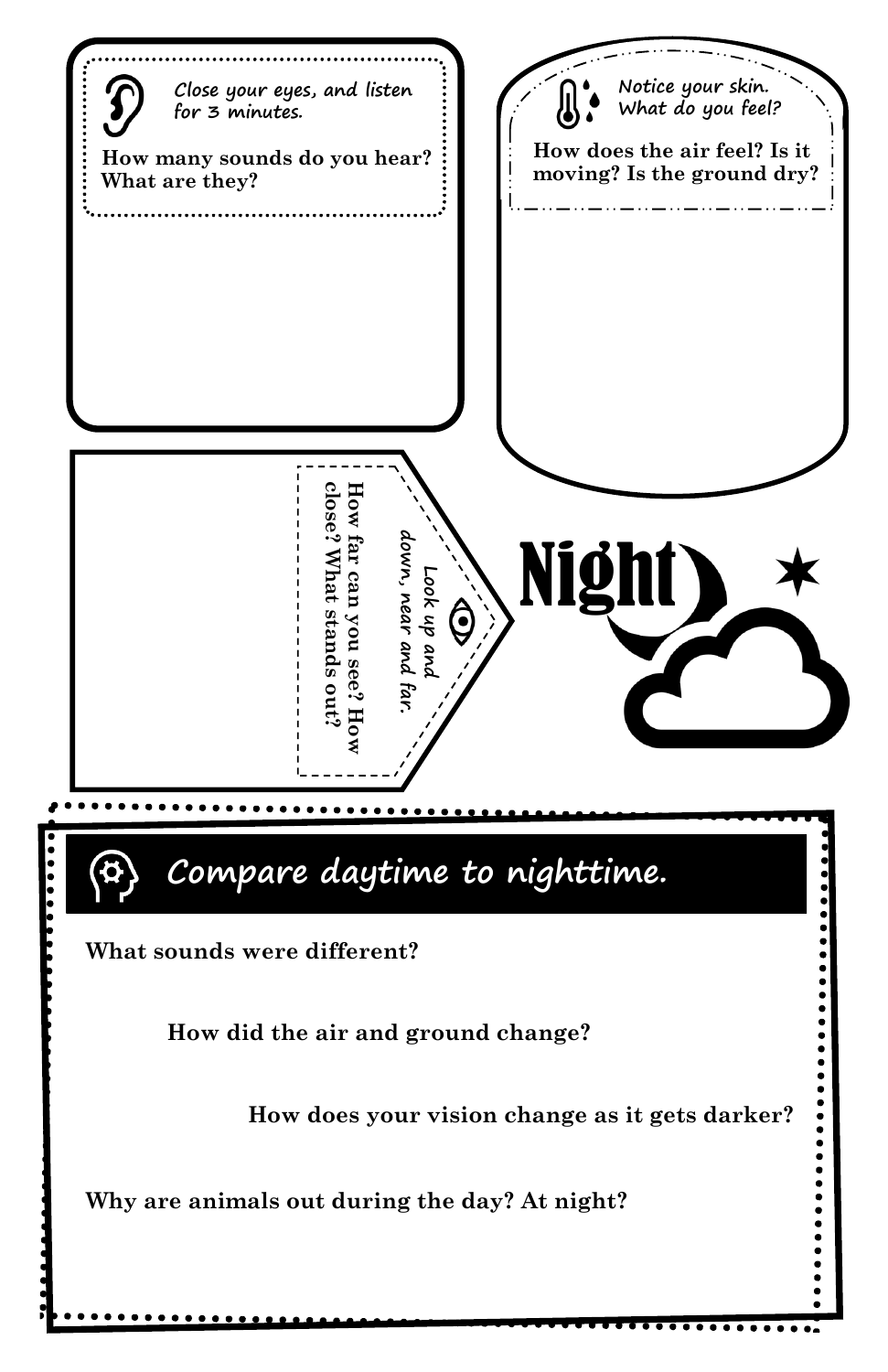# Night

*Close your eyes, and listen for 3 minutes.*

**How many sounds do you hear? What are they?**

*Notice your skin. What do you feel?*

**How does the air feel? Is it moving? Is the ground dry?**

*Look up and down, near and far.*

**How far can you see? How close? What stands out?**

## *Compare daytime to nighttime.*

**What sounds were different?**

**How did the air and ground change?**

**How does your vision change as it gets darker?**

**Why are animals out during the day? At night?**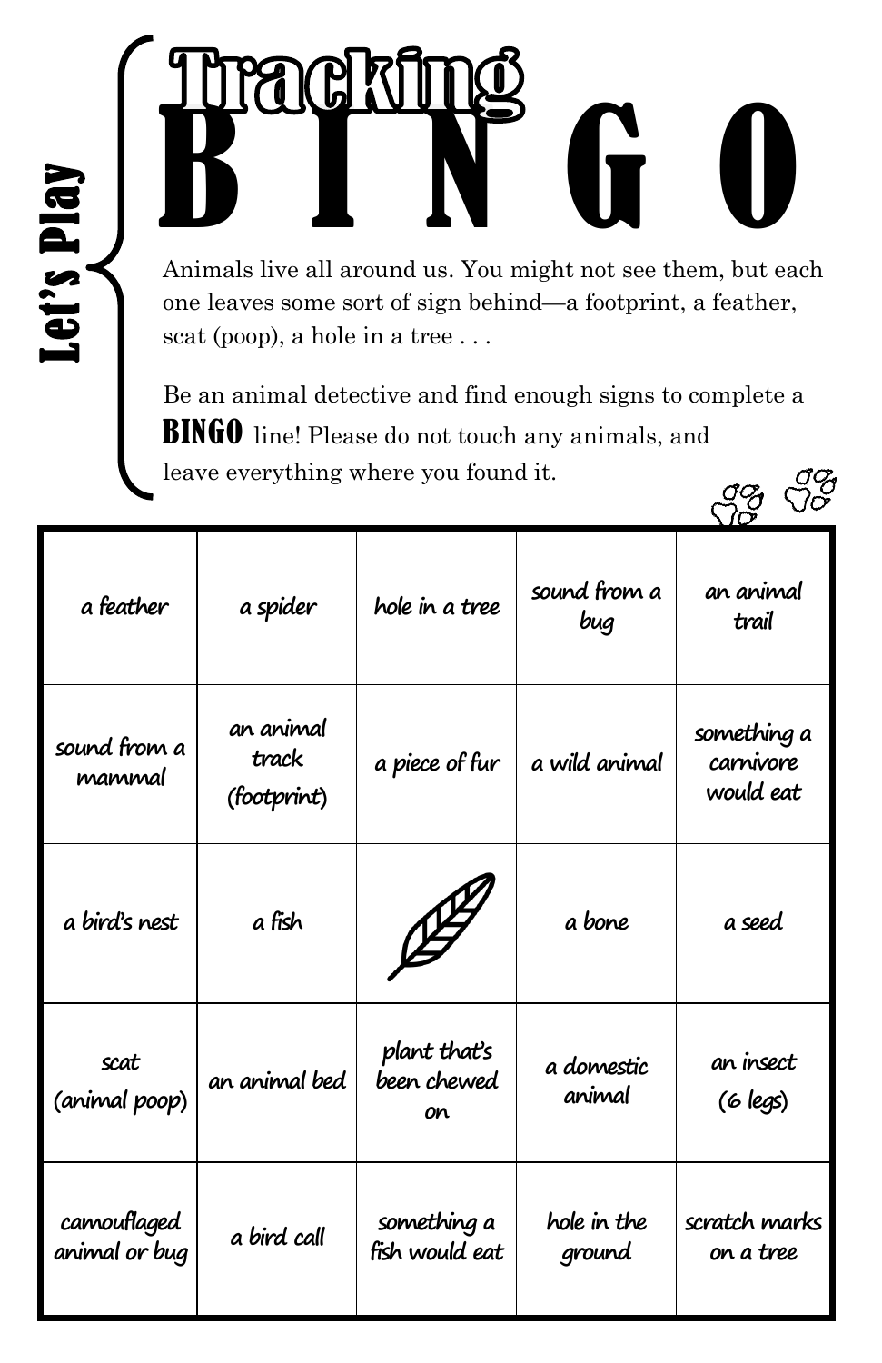# Let's Play Tracking BINGO

Animals live all around us. You might not see them, but each one leaves some sort of sign behind—a footprint, a feather, scat (poop), a hole in a tree . . .

Be an animal detective and find enough signs to complete a **BINGO** line! Please do not touch any animals, and leave everything where you found it.

| | | | | |
|---|---|---|---|---|
| a feather | a spider | hole in a tree | sound from a bug | an animal trail |
| sound from a mammal | an animal track (footprint) | a piece of fur | a wild animal | something a carnivore would eat |
| a bird's nest | a fish | | a bone | a seed |
| scat (animal poop) | an animal bed | plant that's been chewed on | a domestic animal | an insect (6 legs) |
| camouflaged animal or bug | a bird call | something a fish would eat | hole in the ground | scratch marks on a tree |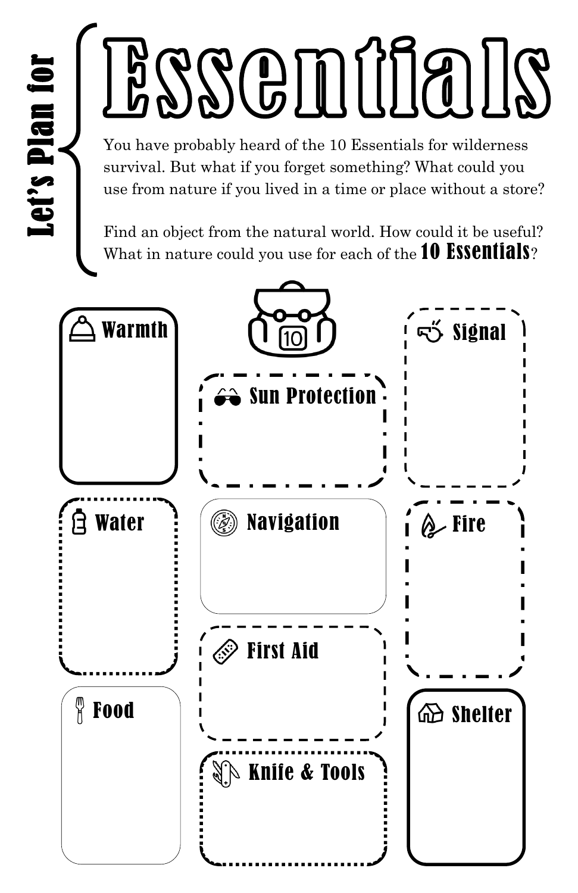# Let's Plan for Essentials

You have probably heard of the 10 Essentials for wilderness survival. But what if you forget something? What could you use from nature if you lived in a time or place without a store?

Find an object from the natural world. How could it be useful? What in nature could you use for each of the **10 Essentials**?

### Warmth

### Sun Protection

### Signal

### Water

### Navigation

### Fire

### First Aid

### Food

### Shelter

### Knife & Tools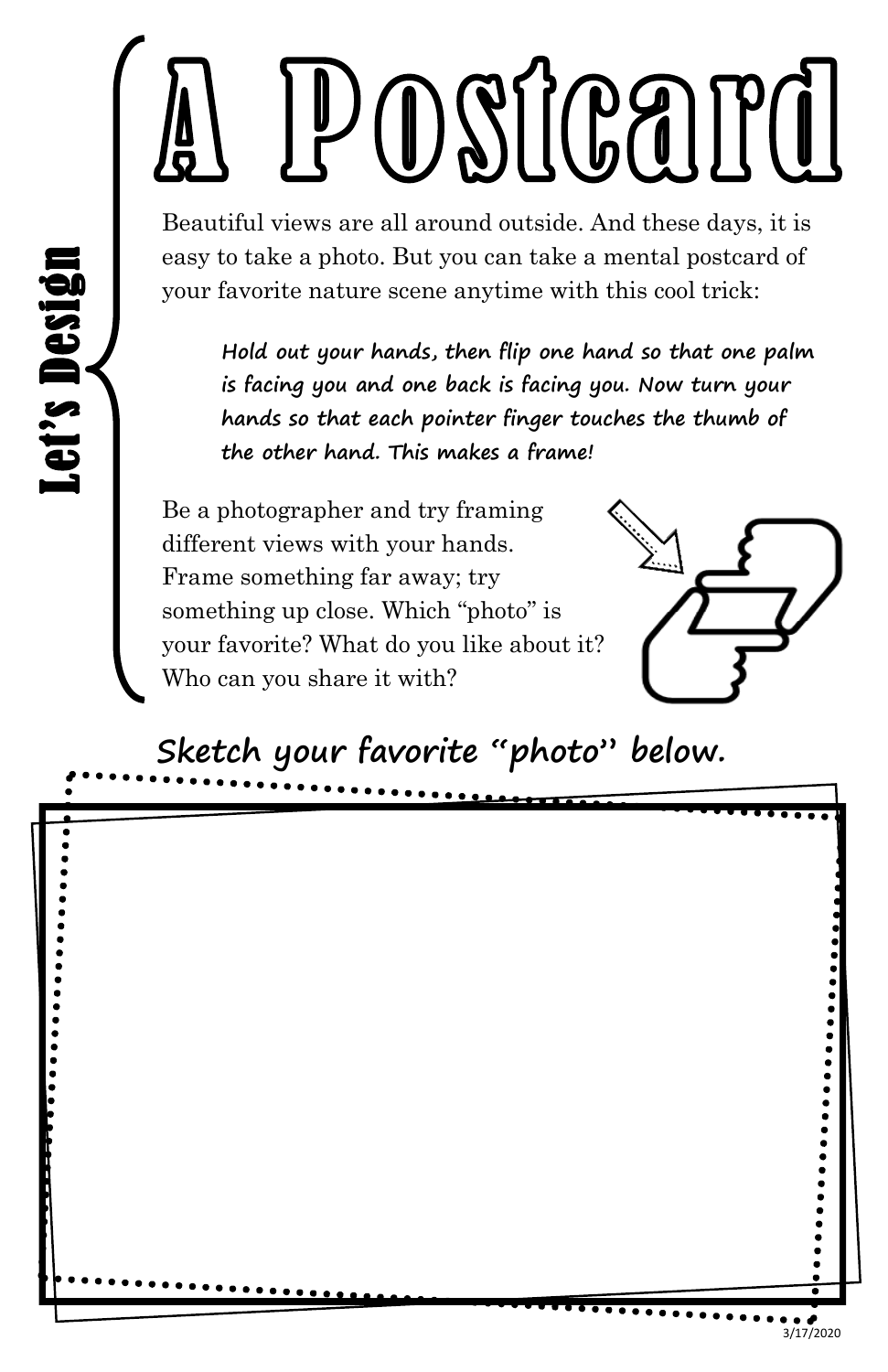# Let's Design

# A Postcard

Beautiful views are all around outside. And these days, it is easy to take a photo. But you can take a mental postcard of your favorite nature scene anytime with this cool trick:

> **Hold out your hands, then flip one hand so that one palm is facing you and one back is facing you. Now turn your hands so that each pointer finger touches the thumb of the other hand. This makes a frame!**

Be a photographer and try framing different views with your hands. Frame something far away; try something up close. Which "photo" is your favorite? What do you like about it? Who can you share it with?

**Sketch your favorite "photo" below.**

3/17/2020